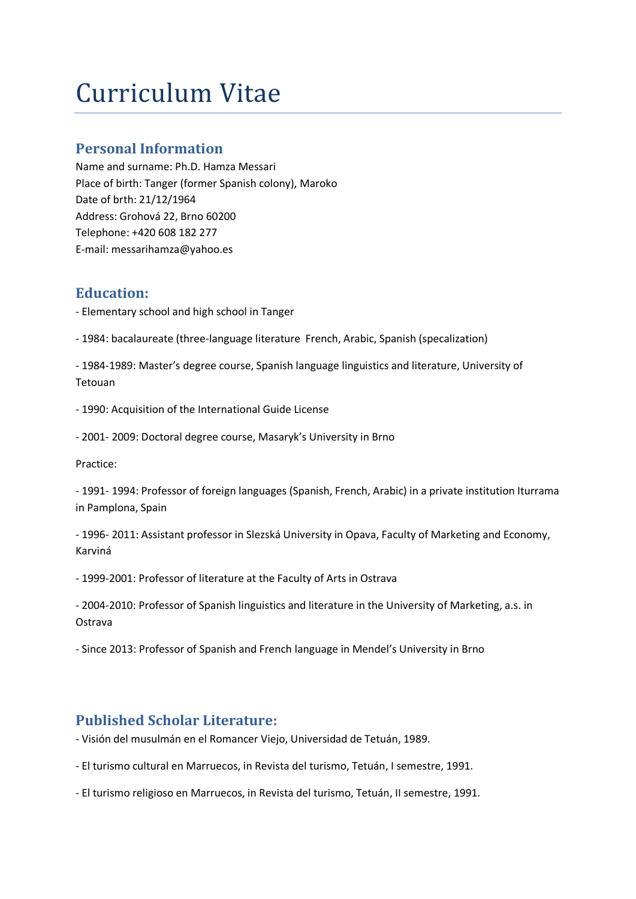# Curriculum Vitae

## Personal Information

Name and surname: Ph.D. Hamza Messari
Place of birth: Tanger (former Spanish colony), Maroko
Date of brth: 21/12/1964
Address: Grohová 22, Brno 60200
Telephone: +420 608 182 277
E-mail: messarihamza@yahoo.es

## Education:

- Elementary school and high school in Tanger

- 1984: bacalaureate (three-language literature French, Arabic, Spanish (specalization)

- 1984-1989: Master's degree course, Spanish language linguistics and literature, University of Tetouan

- 1990: Acquisition of the International Guide License

- 2001- 2009: Doctoral degree course, Masaryk's University in Brno

Practice:

- 1991- 1994: Professor of foreign languages (Spanish, French, Arabic) in a private institution Iturrama in Pamplona, Spain

- 1996- 2011: Assistant professor in Slezská University in Opava, Faculty of Marketing and Economy, Karviná

- 1999-2001: Professor of literature at the Faculty of Arts in Ostrava

- 2004-2010: Professor of Spanish linguistics and literature in the University of Marketing, a.s. in Ostrava

- Since 2013: Professor of Spanish and French language in Mendel's University in Brno

## Published Scholar Literature:

- Visión del musulmán en el Romancer Viejo, Universidad de Tetuán, 1989.

- El turismo cultural en Marruecos, in Revista del turismo, Tetuán, I semestre, 1991.

- El turismo religioso en Marruecos, in Revista del turismo, Tetuán, II semestre, 1991.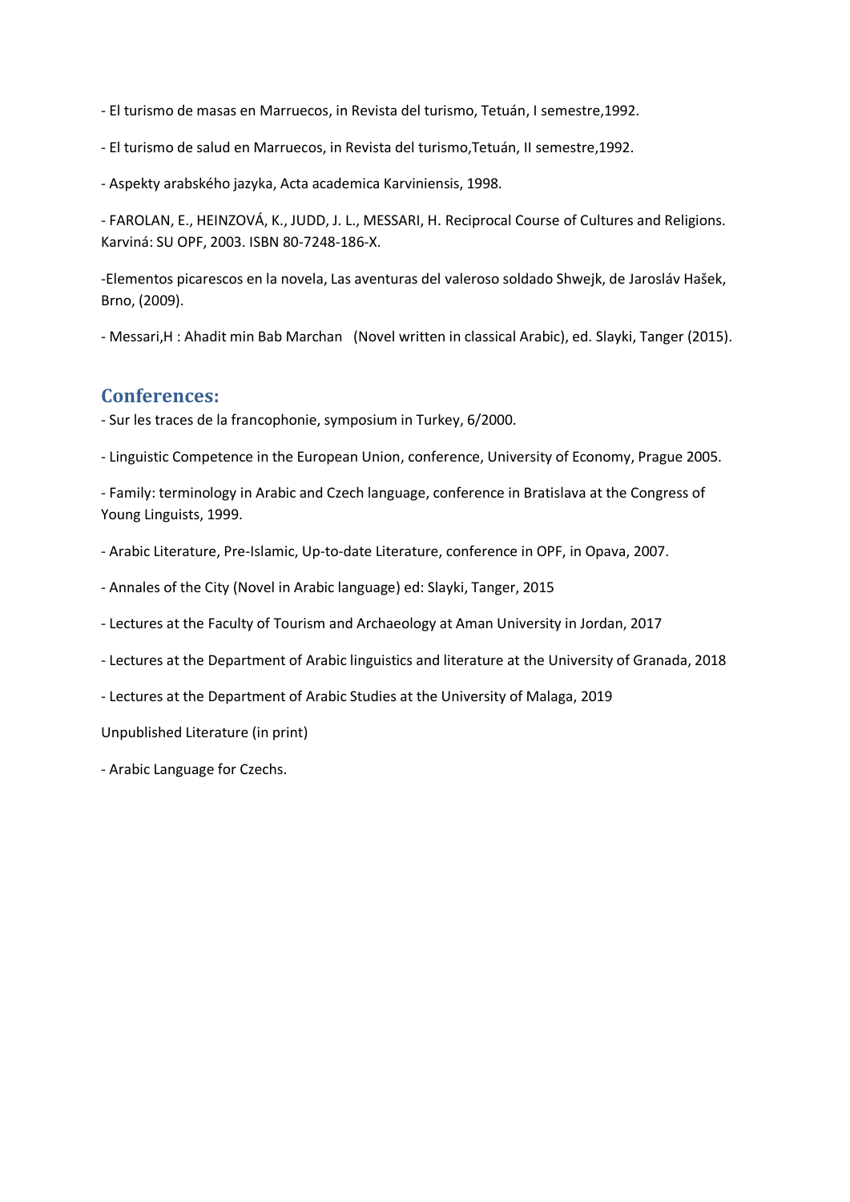- El turismo de masas en Marruecos, in Revista del turismo, Tetuán, I semestre,1992.

- El turismo de salud en Marruecos, in Revista del turismo,Tetuán, II semestre,1992.

- Aspekty arabského jazyka, Acta academica Karviniensis, 1998.

- FAROLAN, E., HEINZOVÁ, K., JUDD, J. L., MESSARI, H. Reciprocal Course of Cultures and Religions. Karviná: SU OPF, 2003. ISBN 80-7248-186-X.

-Elementos picarescos en la novela, Las aventuras del valeroso soldado Shwejk, de Jarosláv Hašek, Brno, (2009).

- Messari,H : Ahadit min Bab Marchan (Novel written in classical Arabic), ed. Slayki, Tanger (2015).

## Conferences:

- Sur les traces de la francophonie, symposium in Turkey, 6/2000.

- Linguistic Competence in the European Union, conference, University of Economy, Prague 2005.

- Family: terminology in Arabic and Czech language, conference in Bratislava at the Congress of Young Linguists, 1999.

- Arabic Literature, Pre-Islamic, Up-to-date Literature, conference in OPF, in Opava, 2007.

- Annales of the City (Novel in Arabic language) ed: Slayki, Tanger, 2015

- Lectures at the Faculty of Tourism and Archaeology at Aman University in Jordan, 2017

- Lectures at the Department of Arabic linguistics and literature at the University of Granada, 2018

- Lectures at the Department of Arabic Studies at the University of Malaga, 2019

Unpublished Literature (in print)

- Arabic Language for Czechs.